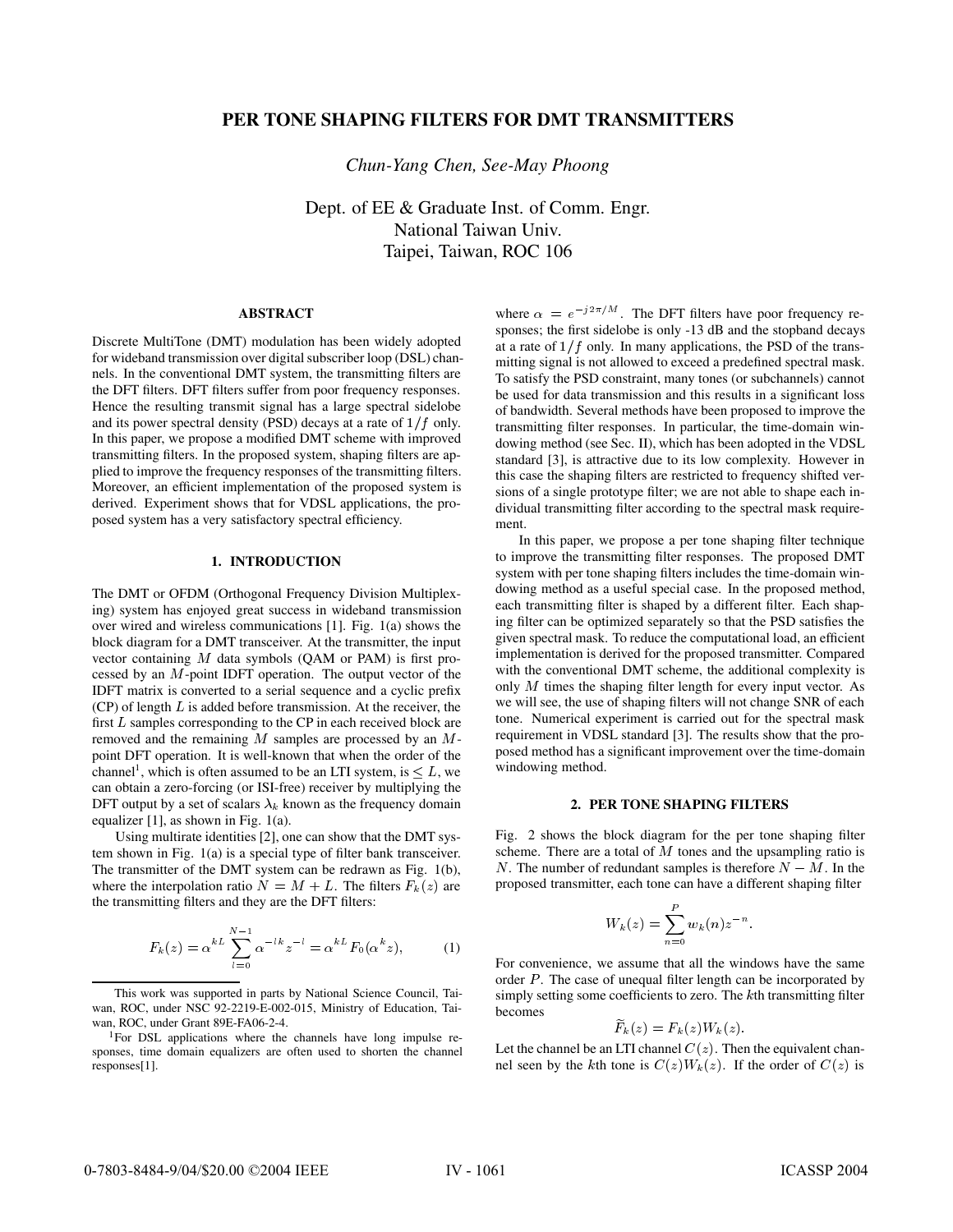# PER TONE SHAPING FILTERS FOR DMT TRANSMITTERS

*Chun-Yang Chen, See-May Phoong*

Dept. of EE & Graduate Inst. of Comm. Engr.
National Taiwan Univ.
Taipei, Taiwan, ROC 106

## ABSTRACT

Discrete MultiTone (DMT) modulation has been widely adopted for wideband transmission over digital subscriber loop (DSL) channels. In the conventional DMT system, the transmitting filters are the DFT filters. DFT filters suffer from poor frequency responses. Hence the resulting transmit signal has a large spectral sidelobe and its power spectral density (PSD) decays at a rate of $1/f$ only. In this paper, we propose a modified DMT scheme with improved transmitting filters. In the proposed system, shaping filters are applied to improve the frequency responses of the transmitting filters. Moreover, an efficient implementation of the proposed system is derived. Experiment shows that for VDSL applications, the proposed system has a very satisfactory spectral efficiency.

## 1. INTRODUCTION

The DMT or OFDM (Orthogonal Frequency Division Multiplexing) system has enjoyed great success in wideband transmission over wired and wireless communications [1]. Fig. 1(a) shows the block diagram for a DMT transceiver. At the transmitter, the input vector containing $M$ data symbols (QAM or PAM) is first processed by an $M$-point IDFT operation. The output vector of the IDFT matrix is converted to a serial sequence and a cyclic prefix (CP) of length $L$ is added before transmission. At the receiver, the first $L$ samples corresponding to the CP in each received block are removed and the remaining $M$ samples are processed by an $M$-point DFT operation. It is well-known that when the order of the channel[1], which is often assumed to be an LTI system, is $\leq L$, we can obtain a zero-forcing (or ISI-free) receiver by multiplying the DFT output by a set of scalars $\lambda_k$ known as the frequency domain equalizer [1], as shown in Fig. 1(a).

Using multirate identities [2], one can show that the DMT system shown in Fig. 1(a) is a special type of filter bank transceiver. The transmitter of the DMT system can be redrawn as Fig. 1(b), where the interpolation ratio $N = M + L$. The filters $F_k(z)$ are the transmitting filters and they are the DFT filters:

$$F_k(z) = \alpha^{kL} \sum_{l=0}^{N-1} \alpha^{-lk} z^{-l} = \alpha^{kL} F_0(\alpha^k z), \tag{1}$$

where $\alpha = e^{-j2\pi/M}$. The DFT filters have poor frequency responses; the first sidelobe is only -13 dB and the stopband decays at a rate of $1/f$ only. In many applications, the PSD of the transmitting signal is not allowed to exceed a predefined spectral mask. To satisfy the PSD constraint, many tones (or subchannels) cannot be used for data transmission and this results in a significant loss of bandwidth. Several methods have been proposed to improve the transmitting filter responses. In particular, the time-domain windowing method (see Sec. II), which has been adopted in the VDSL standard [3], is attractive due to its low complexity. However in this case the shaping filters are restricted to frequency shifted versions of a single prototype filter; we are not able to shape each individual transmitting filter according to the spectral mask requirement.

In this paper, we propose a per tone shaping filter technique to improve the transmitting filter responses. The proposed DMT system with per tone shaping filters includes the time-domain windowing method as a useful special case. In the proposed method, each transmitting filter is shaped by a different filter. Each shaping filter can be optimized separately so that the PSD satisfies the given spectral mask. To reduce the computational load, an efficient implementation is derived for the proposed transmitter. Compared with the conventional DMT scheme, the additional complexity is only $M$ times the shaping filter length for every input vector. As we will see, the use of shaping filters will not change SNR of each tone. Numerical experiment is carried out for the spectral mask requirement in VDSL standard [3]. The results show that the proposed method has a significant improvement over the time-domain windowing method.

## 2. PER TONE SHAPING FILTERS

Fig. 2 shows the block diagram for the per tone shaping filter scheme. There are a total of $M$ tones and the upsampling ratio is $N$. The number of redundant samples is therefore $N - M$. In the proposed transmitter, each tone can have a different shaping filter

$$W_k(z) = \sum_{n=0}^{P} w_k(n) z^{-n}.$$

For convenience, we assume that all the windows have the same order $P$. The case of unequal filter length can be incorporated by simply setting some coefficients to zero. The $k$th transmitting filter becomes

$$\widetilde{F}_k(z) = F_k(z) W_k(z).$$

Let the channel be an LTI channel $C(z)$. Then the equivalent channel seen by the $k$th tone is $C(z)W_k(z)$. If the order of $C(z)$ is

---

This work was supported in parts by National Science Council, Taiwan, ROC, under NSC 92-2219-E-002-015, Ministry of Education, Taiwan, ROC, under Grant 89E-FA06-2-4.

[1] For DSL applications where the channels have long impulse responses, time domain equalizers are often used to shorten the channel responses[1].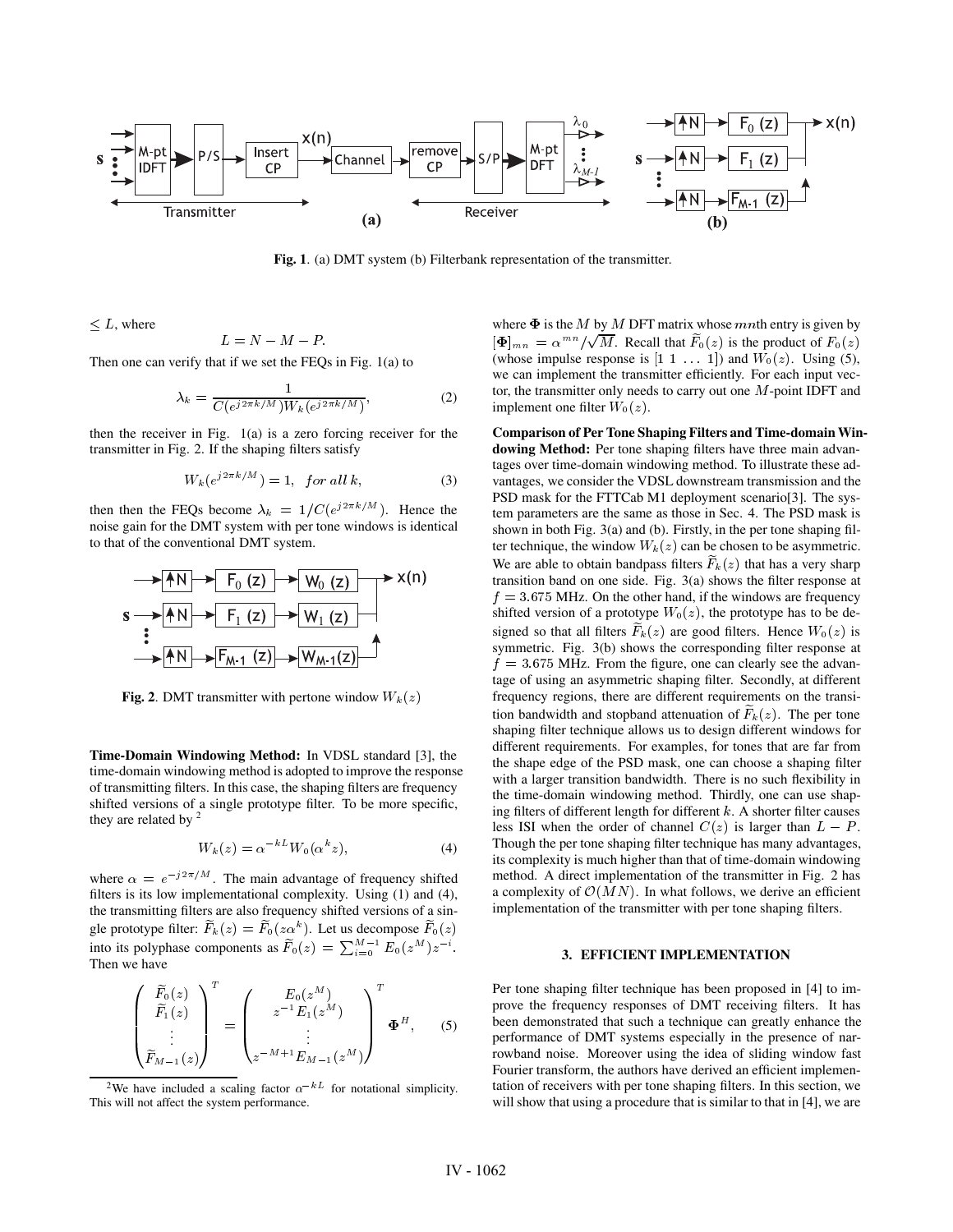Fig. 1. (a) DMT system (b) Filterbank representation of the transmitter.

$\leq L$, where

$$L = N - M - P.$$

Then one can verify that if we set the FEQs in Fig. 1(a) to

$$\lambda_k = \frac{1}{C(e^{j2\pi k/M})W_k(e^{j2\pi k/M})}, \qquad (2)$$

then the receiver in Fig. 1(a) is a zero forcing receiver for the transmitter in Fig. 2. If the shaping filters satisfy

$$W_k(e^{j2\pi k/M}) = 1, \quad for\ all\ k, \qquad (3)$$

then then the FEQs become $\lambda_k = 1/C(e^{j2\pi k/M})$. Hence the noise gain for the DMT system with per tone windows is identical to that of the conventional DMT system.

**Fig. 2**. DMT transmitter with pertone window $W_k(z)$

**Time-Domain Windowing Method:** In VDSL standard [3], the time-domain windowing method is adopted to improve the response of transmitting filters. In this case, the shaping filters are frequency shifted versions of a single prototype filter. To be more specific, they are related by [2]

$$W_k(z) = \alpha^{-kL} W_0(\alpha^k z), \qquad (4)$$

where $\alpha = e^{-j2\pi/M}$. The main advantage of frequency shifted filters is its low implementational complexity. Using (1) and (4), the transmitting filters are also frequency shifted versions of a single prototype filter: $\widetilde{F}_k(z) = \widetilde{F}_0(z\alpha^k)$. Let us decompose $\widetilde{F}_0(z)$ into its polyphase components as $\widetilde{F}_0(z) = \sum_{i=0}^{M-1} E_0(z^M)z^{-i}$. Then we have

$$\begin{pmatrix} \widetilde{F}_0(z) \\ \widetilde{F}_1(z) \\ \vdots \\ \widetilde{F}_{M-1}(z) \end{pmatrix}^T = \begin{pmatrix} E_0(z^M) \\ z^{-1}E_1(z^M) \\ \vdots \\ z^{-M+1}E_{M-1}(z^M) \end{pmatrix}^T \mathbf{\Phi}^H, \qquad (5)$$

[2]We have included a scaling factor $\alpha^{-kL}$ for notational simplicity. This will not affect the system performance.

where $\mathbf{\Phi}$ is the $M$ by $M$ DFT matrix whose $mn$th entry is given by $[\mathbf{\Phi}]_{mn} = \alpha^{mn}/\sqrt{M}$. Recall that $\widetilde{F}_0(z)$ is the product of $F_0(z)$ (whose impulse response is $[1\ 1\ \ldots\ 1]$) and $W_0(z)$. Using (5), we can implement the transmitter efficiently. For each input vector, the transmitter only needs to carry out one $M$-point IDFT and implement one filter $W_0(z)$.

**Comparison of Per Tone Shaping Filters and Time-domain Windowing Method:** Per tone shaping filters have three main advantages over time-domain windowing method. To illustrate these advantages, we consider the VDSL downstream transmission and the PSD mask for the FTTCab M1 deployment scenario[3]. The system parameters are the same as those in Sec. 4. The PSD mask is shown in both Fig. 3(a) and (b). Firstly, in the per tone shaping filter technique, the window $W_k(z)$ can be chosen to be asymmetric. We are able to obtain bandpass filters $\widetilde{F}_k(z)$ that has a very sharp transition band on one side. Fig. 3(a) shows the filter response at $f = 3.675$ MHz. On the other hand, if the windows are frequency shifted version of a prototype $W_0(z)$, the prototype has to be designed so that all filters $\widetilde{F}_k(z)$ are good filters. Hence $W_0(z)$ is symmetric. Fig. 3(b) shows the corresponding filter response at $f = 3.675$ MHz. From the figure, one can clearly see the advantage of using an asymmetric shaping filter. Secondly, at different frequency regions, there are different requirements on the transition bandwidth and stopband attenuation of $\widetilde{F}_k(z)$. The per tone shaping filter technique allows us to design different windows for different requirements. For examples, for tones that are far from the shape edge of the PSD mask, one can choose a shaping filter with a larger transition bandwidth. There is no such flexibility in the time-domain windowing method. Thirdly, one can use shaping filters of different length for different $k$. A shorter filter causes less ISI when the order of channel $C(z)$ is larger than $L - P$. Though the per tone shaping filter technique has many advantages, its complexity is much higher than that of time-domain windowing method. A direct implementation of the transmitter in Fig. 2 has a complexity of $\mathcal{O}(MN)$. In what follows, we derive an efficient implementation of the transmitter with per tone shaping filters.

## 3. EFFICIENT IMPLEMENTATION

Per tone shaping filter technique has been proposed in [4] to improve the frequency responses of DMT receiving filters. It has been demonstrated that such a technique can greatly enhance the performance of DMT systems especially in the presence of narrowband noise. Moreover using the idea of sliding window fast Fourier transform, the authors have derived an efficient implementation of receivers with per tone shaping filters. In this section, we will show that using a procedure that is similar to that in [4], we are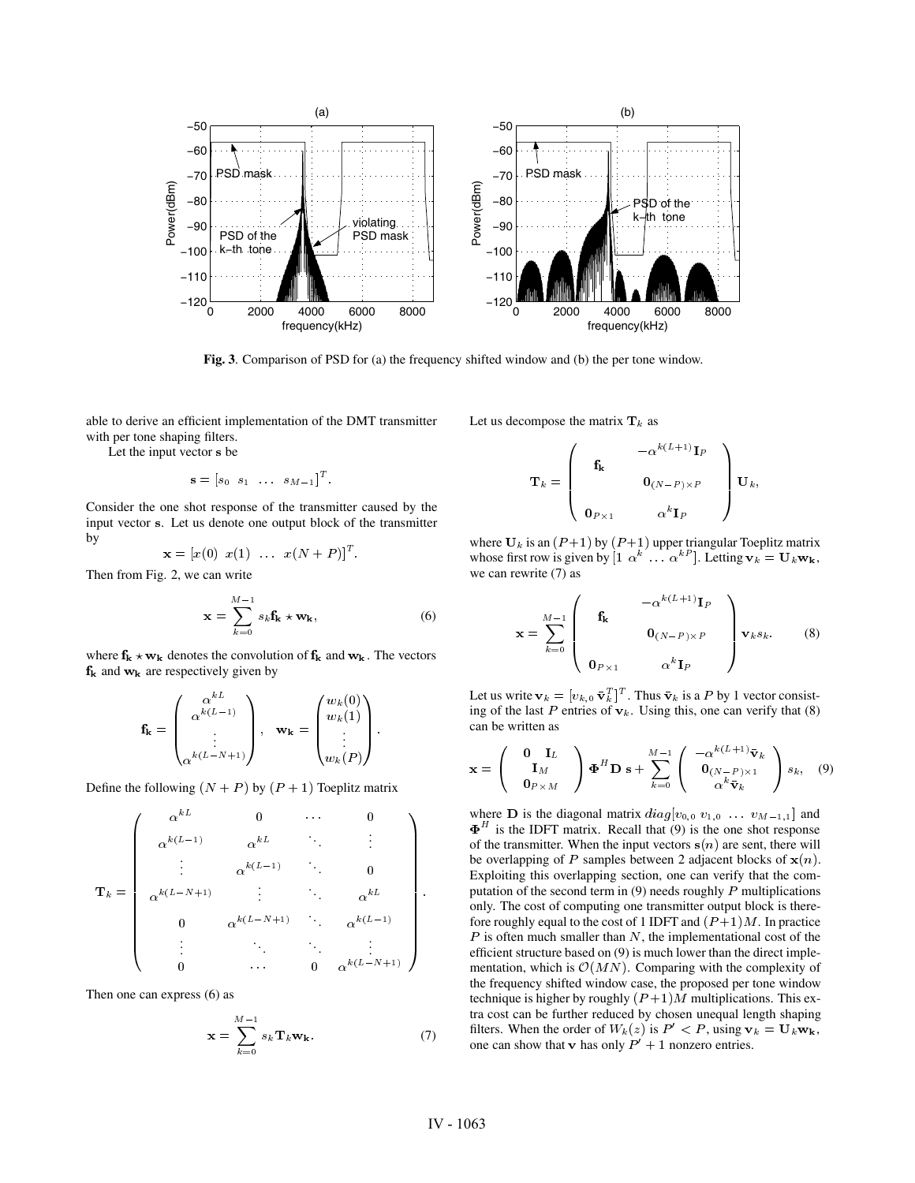**Fig. 3**. Comparison of PSD for (a) the frequency shifted window and (b) the per tone window.

able to derive an efficient implementation of the DMT transmitter with per tone shaping filters.

Let the input vector $\mathbf{s}$ be

$$\mathbf{s} = [s_0 \;\; s_1 \;\; \dots \;\; s_{M-1}]^T.$$

Consider the one shot response of the transmitter caused by the input vector $\mathbf{s}$. Let us denote one output block of the transmitter by

$$\mathbf{x} = [x(0) \;\; x(1) \;\; \dots \;\; x(N+P)]^T.$$

Then from Fig. 2, we can write

$$\mathbf{x} = \sum_{k=0}^{M-1} s_k \mathbf{f_k} \star \mathbf{w_k}, \tag{6}$$

where $\mathbf{f_k} \star \mathbf{w_k}$ denotes the convolution of $\mathbf{f_k}$ and $\mathbf{w_k}$. The vectors $\mathbf{f_k}$ and $\mathbf{w_k}$ are respectively given by

$$\mathbf{f_k} = \begin{pmatrix} \alpha^{kL} \\ \alpha^{k(L-1)} \\ \vdots \\ \alpha^{k(L-N+1)} \end{pmatrix}, \quad \mathbf{w_k} = \begin{pmatrix} w_k(0) \\ w_k(1) \\ \vdots \\ w_k(P) \end{pmatrix}.$$

Define the following $(N+P)$ by $(P+1)$ Toeplitz matrix

$$\mathbf{T}_k = \begin{pmatrix} \alpha^{kL} & 0 & \cdots & 0 \\ \alpha^{k(L-1)} & \alpha^{kL} & \ddots & \vdots \\ \vdots & \alpha^{k(L-1)} & \ddots & 0 \\ \alpha^{k(L-N+1)} & \vdots & \ddots & \alpha^{kL} \\ 0 & \alpha^{k(L-N+1)} & \ddots & \alpha^{k(L-1)} \\ \vdots & \ddots & \ddots & \vdots \\ 0 & \cdots & 0 & \alpha^{k(L-N+1)} \end{pmatrix}.$$

Then one can express (6) as

$$\mathbf{x} = \sum_{k=0}^{M-1} s_k \mathbf{T}_k \mathbf{w_k}. \tag{7}$$

Let us decompose the matrix $\mathbf{T}_k$ as

$$\mathbf{T}_k = \begin{pmatrix} \mathbf{f_k} & -\alpha^{k(L+1)}\mathbf{I}_P \\ & \mathbf{0}_{(N-P)\times P} \\ \mathbf{0}_{P\times 1} & \alpha^k \mathbf{I}_P \end{pmatrix} \mathbf{U}_k,$$

where $\mathbf{U}_k$ is an $(P+1)$ by $(P+1)$ upper triangular Toeplitz matrix whose first row is given by $[1 \;\; \alpha^k \; \dots \; \alpha^{kP}]$. Letting $\mathbf{v}_k = \mathbf{U}_k \mathbf{w_k}$, we can rewrite (7) as

$$\mathbf{x} = \sum_{k=0}^{M-1} \begin{pmatrix} \mathbf{f_k} & -\alpha^{k(L+1)}\mathbf{I}_P \\ & \mathbf{0}_{(N-P)\times P} \\ \mathbf{0}_{P\times 1} & \alpha^k \mathbf{I}_P \end{pmatrix} \mathbf{v}_k s_k. \tag{8}$$

Let us write $\mathbf{v}_k = [v_{k,0} \;\; \bar{\mathbf{v}}_k^T]^T$. Thus $\bar{\mathbf{v}}_k$ is a $P$ by 1 vector consisting of the last $P$ entries of $\mathbf{v}_k$. Using this, one can verify that (8) can be written as

$$\mathbf{x} = \begin{pmatrix} \mathbf{0} & \mathbf{I}_L \\ \mathbf{I}_M & \\ \mathbf{0}_{P\times M} & \end{pmatrix} \mathbf{\Phi}^H \mathbf{D} \; \mathbf{s} + \sum_{k=0}^{M-1} \begin{pmatrix} -\alpha^{k(L+1)}\bar{\mathbf{v}}_k \\ \mathbf{0}_{(N-P)\times 1} \\ \alpha^k \bar{\mathbf{v}}_k \end{pmatrix} s_k, \tag{9}$$

where $\mathbf{D}$ is the diagonal matrix $diag[v_{0,0} \;\; v_{1,0} \;\; \dots \;\; v_{M-1,1}]$ and $\mathbf{\Phi}^H$ is the IDFT matrix. Recall that (9) is the one shot response of the transmitter. When the input vectors $\mathbf{s}(n)$ are sent, there will be overlapping of $P$ samples between 2 adjacent blocks of $\mathbf{x}(n)$. Exploiting this overlapping section, one can verify that the computation of the second term in (9) needs roughly $P$ multiplications only. The cost of computing one transmitter output block is therefore roughly equal to the cost of 1 IDFT and $(P+1)M$. In practice $P$ is often much smaller than $N$, the implementational cost of the efficient structure based on (9) is much lower than the direct implementation, which is $\mathcal{O}(MN)$. Comparing with the complexity of the frequency shifted window case, the proposed per tone window technique is higher by roughly $(P+1)M$ multiplications. This extra cost can be further reduced by chosen unequal length shaping filters. When the order of $W_k(z)$ is $P' < P$, using $\mathbf{v}_k = \mathbf{U}_k \mathbf{w}_k$, one can show that $\mathbf{v}$ has only $P' + 1$ nonzero entries.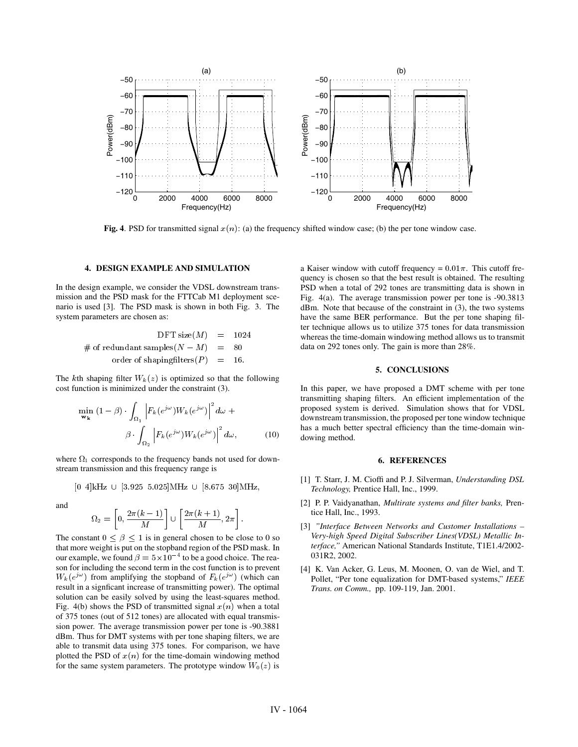(a)

−50
−60
−70
−80
−90
−100
−110
−120

Power(dBm)

0 2000 4000 6000 8000

Frequency(Hz)

(b)

−50
−60
−70
−80
−90
−100
−110
−120

Power(dBm)

0 2000 4000 6000 8000

Frequency(Hz)

**Fig. 4**. PSD for transmitted signal $x(n)$: (a) the frequency shifted window case; (b) the per tone window case.

## 4. DESIGN EXAMPLE AND SIMULATION

In the design example, we consider the VDSL downstream transmission and the PSD mask for the FTTCab M1 deployment scenario is used [3]. The PSD mask is shown in both Fig. 3. The system parameters are chosen as:

$$\begin{aligned} \text{DFT size}(M) &= 1024 \\ \#\text{ of redundant samples}(N-M) &= 80 \\ \text{order of shaping filters}(P) &= 16. \end{aligned}$$

The $k$th shaping filter $W_k(z)$ is optimized so that the following cost function is minimized under the constraint (3).

$$\min_{\mathbf{w_k}} (1-\beta)\cdot\int_{\Omega_1}\left|F_k(e^{j\omega})W_k(e^{j\omega})\right|^2 d\omega + \beta\cdot\int_{\Omega_2}\left|F_k(e^{j\omega})W_k(e^{j\omega})\right|^2 d\omega, \qquad (10)$$

where $\Omega_1$ corresponds to the frequency bands not used for downstream transmission and this frequency range is

$$[0\ 4]\text{kHz} \cup [3.925\ 5.025]\text{MHz} \cup [8.675\ 30]\text{MHz},$$

and

$$\Omega_2 = \left[0, \frac{2\pi(k-1)}{M}\right] \cup \left[\frac{2\pi(k+1)}{M}, 2\pi\right].$$

The constant $0 \leq \beta \leq 1$ is in general chosen to be close to 0 so that more weight is put on the stopband region of the PSD mask. In our example, we found $\beta = 5\times10^{-4}$ to be a good choice. The reason for including the second term in the cost function is to prevent $W_k(e^{j\omega})$ from amplifying the stopband of $F_k(e^{j\omega})$ (which can result in a signficant increase of transmitting power). The optimal solution can be easily solved by using the least-squares method. Fig. 4(b) shows the PSD of transmitted signal $x(n)$ when a total of 375 tones (out of 512 tones) are allocated with equal transmission power. The average transmission power per tone is -90.3881 dBm. Thus for DMT systems with per tone shaping filters, we are able to transmit data using 375 tones. For comparison, we have plotted the PSD of $x(n)$ for the time-domain windowing method for the same system parameters. The prototype window $W_0(z)$ is a Kaiser window with cutoff frequency = $0.01\pi$. This cutoff frequency is chosen so that the best result is obtained. The resulting PSD when a total of 292 tones are transmitting data is shown in Fig. 4(a). The average transmission power per tone is -90.3813 dBm. Note that because of the constraint in (3), the two systems have the same BER performance. But the per tone shaping filter technique allows us to utilize 375 tones for data transmission whereas the time-domain windowing method allows us to transmit data on 292 tones only. The gain is more than 28%.

## 5. CONCLUSIONS

In this paper, we have proposed a DMT scheme with per tone transmitting shaping filters. An efficient implementation of the proposed system is derived. Simulation shows that for VDSL downstream transmission, the proposed per tone window technique has a much better spectral efficiency than the time-domain windowing method.

## 6. REFERENCES

[1] T. Starr, J. M. Cioffi and P. J. Silverman, *Understanding DSL Technology,* Prentice Hall, Inc., 1999.

[2] P. P. Vaidyanathan, *Multirate systems and filter banks,* Prentice Hall, Inc., 1993.

[3] *"Interface Between Networks and Customer Installations – Very-high Speed Digital Subscriber Lines(VDSL) Metallic Interface,"* American National Standards Institute, T1E1.4/2002-031R2, 2002.

[4] K. Van Acker, G. Leus, M. Moonen, O. van de Wiel, and T. Pollet, "Per tone equalization for DMT-based systems," *IEEE Trans. on Comm.,* pp. 109-119, Jan. 2001.